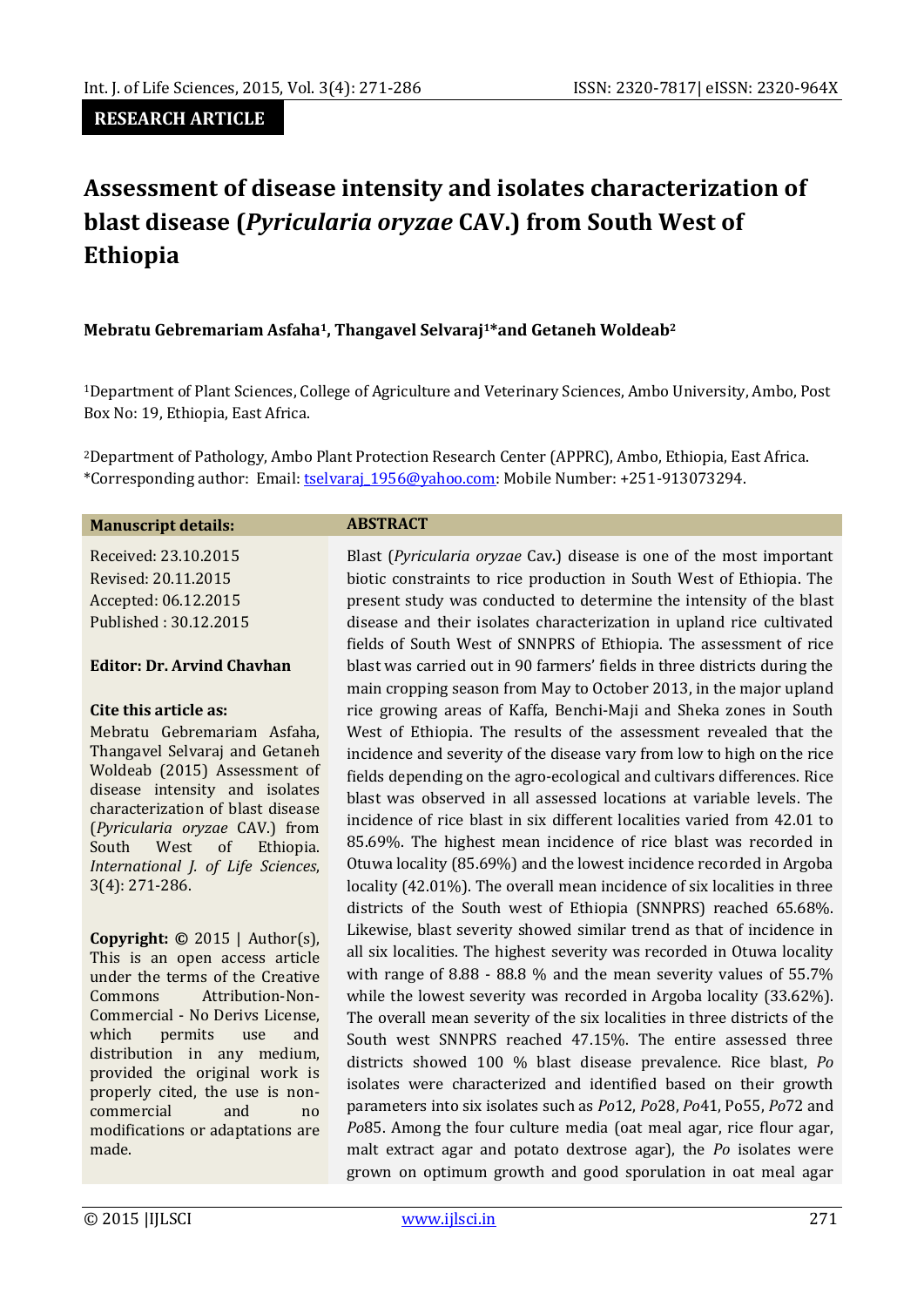**RESEARCH ARTICLE**

# Assessment of disease intensity and isolates characterization of blast disease (*Pyricularia oryzae* CAV.) from South West of Ethiopia

**Mebratu Gebremariam Asfaha[1], Thangavel Selvaraj[1]* and Getaneh Woldeab[2]**

[1]Department of Plant Sciences, College of Agriculture and Veterinary Sciences, Ambo University, Ambo, Post Box No: 19, Ethiopia, East Africa.

[2]Department of Pathology, Ambo Plant Protection Research Center (APPRC), Ambo, Ethiopia, East Africa.
*Corresponding author: Email: tselvaraj_1956@yahoo.com: Mobile Number: +251-913073294.

**Manuscript details:**

Received: 23.10.2015
Revised: 20.11.2015
Accepted: 06.12.2015
Published : 30.12.2015

**Editor: Dr. Arvind Chavhan**

**Cite this article as:**
Mebratu Gebremariam Asfaha, Thangavel Selvaraj and Getaneh Woldeab (2015) Assessment of disease intensity and isolates characterization of blast disease (*Pyricularia oryzae* CAV.) from South West of Ethiopia. *International J. of Life Sciences*, 3(4): 271-286.

**Copyright: ©** 2015 | Author(s), This is an open access article under the terms of the Creative Commons Attribution-Non-Commercial - No Derivs License, which permits use and distribution in any medium, provided the original work is properly cited, the use is non-commercial and no modifications or adaptations are made.

## ABSTRACT

Blast (*Pyricularia oryzae* Cav.) disease is one of the most important biotic constraints to rice production in South West of Ethiopia. The present study was conducted to determine the intensity of the blast disease and their isolates characterization in upland rice cultivated fields of South West of SNNPRS of Ethiopia. The assessment of rice blast was carried out in 90 farmers' fields in three districts during the main cropping season from May to October 2013, in the major upland rice growing areas of Kaffa, Benchi-Maji and Sheka zones in South West of Ethiopia. The results of the assessment revealed that the incidence and severity of the disease vary from low to high on the rice fields depending on the agro-ecological and cultivars differences. Rice blast was observed in all assessed locations at variable levels. The incidence of rice blast in six different localities varied from 42.01 to 85.69%. The highest mean incidence of rice blast was recorded in Otuwa locality (85.69%) and the lowest incidence recorded in Argoba locality (42.01%). The overall mean incidence of six localities in three districts of the South west of Ethiopia (SNNPRS) reached 65.68%. Likewise, blast severity showed similar trend as that of incidence in all six localities. The highest severity was recorded in Otuwa locality with range of 8.88 - 88.8 % and the mean severity values of 55.7% while the lowest severity was recorded in Argoba locality (33.62%). The overall mean severity of the six localities in three districts of the South west SNNPRS reached 47.15%. The entire assessed three districts showed 100 % blast disease prevalence. Rice blast, *Po* isolates were characterized and identified based on their growth parameters into six isolates such as *Po*12, *Po*28, *Po*41, Po55, *Po*72 and *Po*85. Among the four culture media (oat meal agar, rice flour agar, malt extract agar and potato dextrose agar), the *Po* isolates were grown on optimum growth and good sporulation in oat meal agar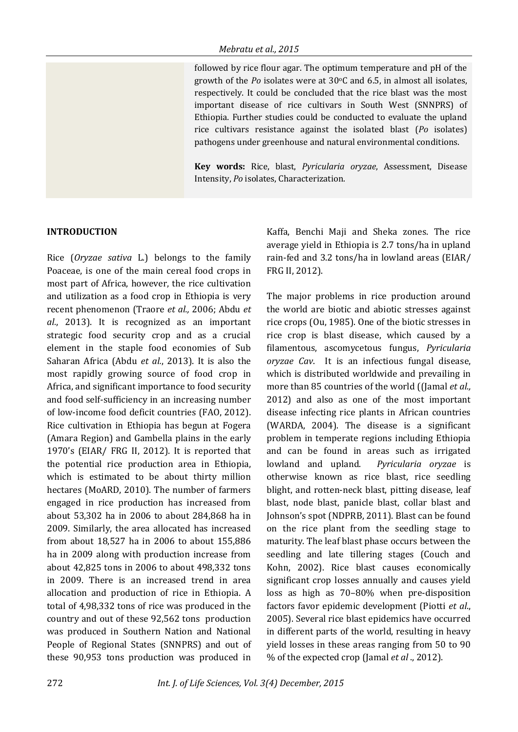followed by rice flour agar. The optimum temperature and pH of the growth of the *Po* isolates were at 30°C and 6.5, in almost all isolates, respectively. It could be concluded that the rice blast was the most important disease of rice cultivars in South West (SNNPRS) of Ethiopia. Further studies could be conducted to evaluate the upland rice cultivars resistance against the isolated blast (*Po* isolates) pathogens under greenhouse and natural environmental conditions.

**Key words:** Rice, blast, *Pyricularia oryzae*, Assessment, Disease Intensity, *Po* isolates, Characterization.

## INTRODUCTION

Rice (*Oryzae sativa* L.) belongs to the family Poaceae, is one of the main cereal food crops in most part of Africa, however, the rice cultivation and utilization as a food crop in Ethiopia is very recent phenomenon (Traore *et al.,* 2006; Abdu *et al*., 2013). It is recognized as an important strategic food security crop and as a crucial element in the staple food economies of Sub Saharan Africa (Abdu *et al*., 2013). It is also the most rapidly growing source of food crop in Africa, and significant importance to food security and food self-sufficiency in an increasing number of low-income food deficit countries (FAO, 2012). Rice cultivation in Ethiopia has begun at Fogera (Amara Region) and Gambella plains in the early 1970's (EIAR/ FRG II, 2012). It is reported that the potential rice production area in Ethiopia, which is estimated to be about thirty million hectares (MoARD, 2010). The number of farmers engaged in rice production has increased from about 53,302 ha in 2006 to about 284,868 ha in 2009. Similarly, the area allocated has increased from about 18,527 ha in 2006 to about 155,886 ha in 2009 along with production increase from about 42,825 tons in 2006 to about 498,332 tons in 2009. There is an increased trend in area allocation and production of rice in Ethiopia. A total of 4,98,332 tons of rice was produced in the country and out of these 92,562 tons production was produced in Southern Nation and National People of Regional States (SNNPRS) and out of these 90,953 tons production was produced in Kaffa, Benchi Maji and Sheka zones. The rice average yield in Ethiopia is 2.7 tons/ha in upland rain-fed and 3.2 tons/ha in lowland areas (EIAR/ FRG II, 2012).

The major problems in rice production around the world are biotic and abiotic stresses against rice crops (Ou, 1985). One of the biotic stresses in rice crop is blast disease, which caused by a filamentous, ascomycetous fungus, *Pyricularia oryzae Cav*. It is an infectious fungal disease, which is distributed worldwide and prevailing in more than 85 countries of the world ((Jamal *et al.,* 2012) and also as one of the most important disease infecting rice plants in African countries (WARDA, 2004). The disease is a significant problem in temperate regions including Ethiopia and can be found in areas such as irrigated lowland and upland. *Pyricularia oryzae* is otherwise known as rice blast, rice seedling blight, and rotten-neck blast, pitting disease, leaf blast, node blast, panicle blast, collar blast and Johnson's spot (NDPRB, 2011). Blast can be found on the rice plant from the seedling stage to maturity. The leaf blast phase occurs between the seedling and late tillering stages (Couch and Kohn, 2002). Rice blast causes economically significant crop losses annually and causes yield loss as high as 70–80% when pre-disposition factors favor epidemic development (Piotti *et al*., 2005). Several rice blast epidemics have occurred in different parts of the world, resulting in heavy yield losses in these areas ranging from 50 to 90 % of the expected crop (Jamal *et al* ., 2012).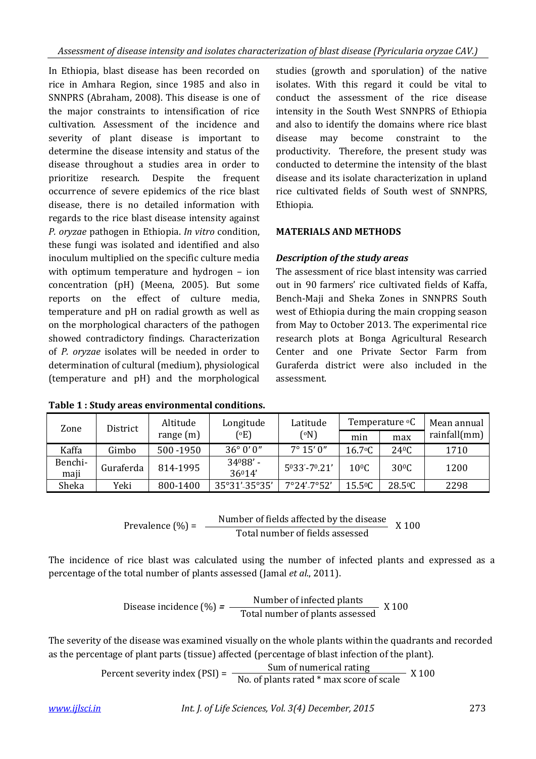In Ethiopia, blast disease has been recorded on rice in Amhara Region, since 1985 and also in SNNPRS (Abraham, 2008). This disease is one of the major constraints to intensification of rice cultivation. Assessment of the incidence and severity of plant disease is important to determine the disease intensity and status of the disease throughout a studies area in order to prioritize research. Despite the frequent occurrence of severe epidemics of the rice blast disease, there is no detailed information with regards to the rice blast disease intensity against *P. oryzae* pathogen in Ethiopia. *In vitro* condition, these fungi was isolated and identified and also inoculum multiplied on the specific culture media with optimum temperature and hydrogen – ion concentration (pH) (Meena, 2005). But some reports on the effect of culture media, temperature and pH on radial growth as well as on the morphological characters of the pathogen showed contradictory findings. Characterization of *P. oryzae* isolates will be needed in order to determination of cultural (medium), physiological (temperature and pH) and the morphological studies (growth and sporulation) of the native isolates. With this regard it could be vital to conduct the assessment of the rice disease intensity in the South West SNNPRS of Ethiopia and also to identify the domains where rice blast disease may become constraint to the productivity. Therefore, the present study was conducted to determine the intensity of the blast disease and its isolate characterization in upland rice cultivated fields of South west of SNNPRS, Ethiopia.

## MATERIALS AND METHODS

### *Description of the study areas*

The assessment of rice blast intensity was carried out in 90 farmers' rice cultivated fields of Kaffa, Bench-Maji and Sheka Zones in SNNPRS South west of Ethiopia during the main cropping season from May to October 2013. The experimental rice research plots at Bonga Agricultural Research Center and one Private Sector Farm from Guraferda district were also included in the assessment.

**Table 1 : Study areas environmental conditions.**

| Zone | District | Altitude range (m) | Longitude (°E) | Latitude (°N) | Temperature °C | | Mean annual rainfall(mm) |
|---|---|---|---|---|---|---|---|
| | | | | | min | max | |
| Kaffa | Gimbo | 500 -1950 | 36° 0′ 0″ | 7° 15′ 0″ | 16.7°C | 24°C | 1710 |
| Benchi-maji | Guraferda | 814-1995 | 34°88′ - 36°14′ | 5°33′-7°.21′ | 10°C | 30°C | 1200 |
| Sheka | Yeki | 800-1400 | 35°31′-35°35′ | 7°24′-7°52′ | 15.5°C | 28.5°C | 2298 |

$$\text{Prevalence (\%)} = \frac{\text{Number of fields affected by the disease}}{\text{Total number of fields assessed}} \times 100$$

The incidence of rice blast was calculated using the number of infected plants and expressed as a percentage of the total number of plants assessed (Jamal *et al*., 2011).

$$\text{Disease incidence (\%)} = \frac{\text{Number of infected plants}}{\text{Total number of plants assessed}} \times 100$$

The severity of the disease was examined visually on the whole plants within the quadrants and recorded as the percentage of plant parts (tissue) affected (percentage of blast infection of the plant).

$$\text{Percent severity index (PSI)} = \frac{\text{Sum of numerical rating}}{\text{No. of plants rated * max score of scale}} \times 100$$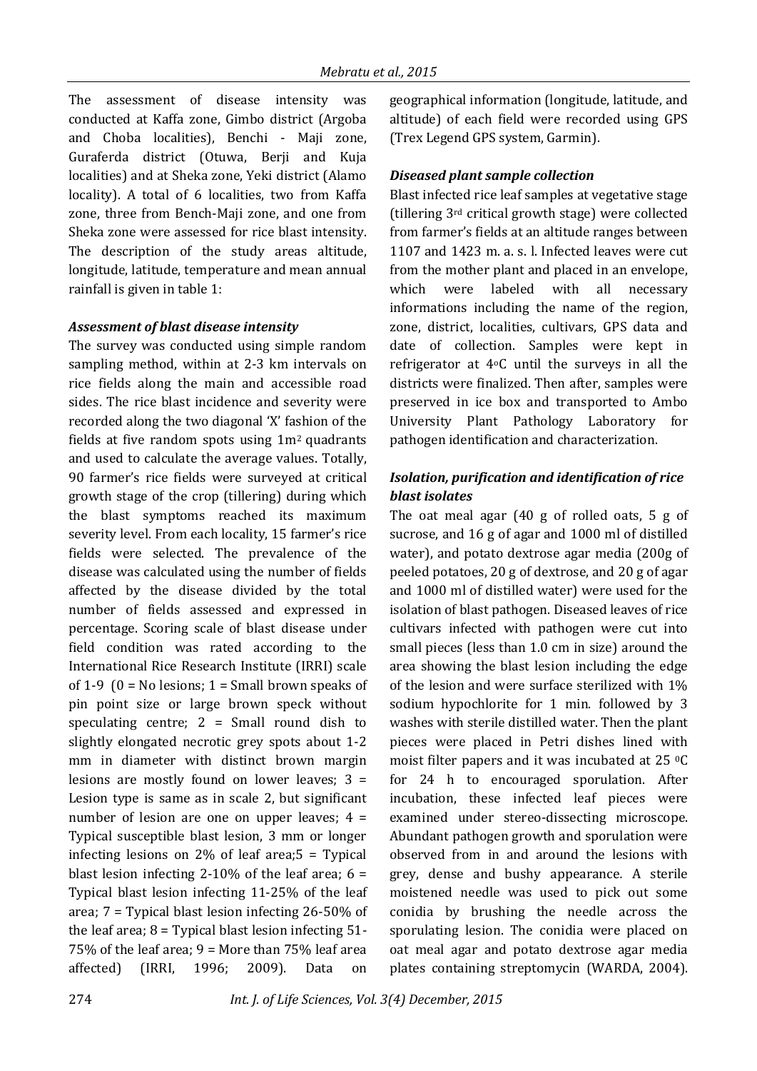The assessment of disease intensity was conducted at Kaffa zone, Gimbo district (Argoba and Choba localities), Benchi - Maji zone, Guraferda district (Otuwa, Berji and Kuja localities) and at Sheka zone, Yeki district (Alamo locality). A total of 6 localities, two from Kaffa zone, three from Bench-Maji zone, and one from Sheka zone were assessed for rice blast intensity. The description of the study areas altitude, longitude, latitude, temperature and mean annual rainfall is given in table 1:

### *Assessment of blast disease intensity*

The survey was conducted using simple random sampling method, within at 2-3 km intervals on rice fields along the main and accessible road sides. The rice blast incidence and severity were recorded along the two diagonal 'X' fashion of the fields at five random spots using $1m^2$ quadrants and used to calculate the average values. Totally, 90 farmer's rice fields were surveyed at critical growth stage of the crop (tillering) during which the blast symptoms reached its maximum severity level. From each locality, 15 farmer's rice fields were selected. The prevalence of the disease was calculated using the number of fields affected by the disease divided by the total number of fields assessed and expressed in percentage. Scoring scale of blast disease under field condition was rated according to the International Rice Research Institute (IRRI) scale of 1-9 (0 = No lesions; 1 = Small brown speaks of pin point size or large brown speck without speculating centre; 2 = Small round dish to slightly elongated necrotic grey spots about 1-2 mm in diameter with distinct brown margin lesions are mostly found on lower leaves; 3 = Lesion type is same as in scale 2, but significant number of lesion are one on upper leaves; 4 = Typical susceptible blast lesion, 3 mm or longer infecting lesions on 2% of leaf area;5 = Typical blast lesion infecting 2-10% of the leaf area; 6 = Typical blast lesion infecting 11-25% of the leaf area; 7 = Typical blast lesion infecting 26-50% of the leaf area; 8 = Typical blast lesion infecting 51-75% of the leaf area; 9 = More than 75% leaf area affected) (IRRI, 1996; 2009). Data on geographical information (longitude, latitude, and altitude) of each field were recorded using GPS (Trex Legend GPS system, Garmin).

### *Diseased plant sample collection*

Blast infected rice leaf samples at vegetative stage (tillering 3rd critical growth stage) were collected from farmer's fields at an altitude ranges between 1107 and 1423 m. a. s. l. Infected leaves were cut from the mother plant and placed in an envelope, which were labeled with all necessary informations including the name of the region, zone, district, localities, cultivars, GPS data and date of collection. Samples were kept in refrigerator at 4°C until the surveys in all the districts were finalized. Then after, samples were preserved in ice box and transported to Ambo University Plant Pathology Laboratory for pathogen identification and characterization.

### *Isolation, purification and identification of rice blast isolates*

The oat meal agar (40 g of rolled oats, 5 g of sucrose, and 16 g of agar and 1000 ml of distilled water), and potato dextrose agar media (200g of peeled potatoes, 20 g of dextrose, and 20 g of agar and 1000 ml of distilled water) were used for the isolation of blast pathogen. Diseased leaves of rice cultivars infected with pathogen were cut into small pieces (less than 1.0 cm in size) around the area showing the blast lesion including the edge of the lesion and were surface sterilized with 1% sodium hypochlorite for 1 min. followed by 3 washes with sterile distilled water. Then the plant pieces were placed in Petri dishes lined with moist filter papers and it was incubated at 25 °C for 24 h to encouraged sporulation. After incubation, these infected leaf pieces were examined under stereo-dissecting microscope. Abundant pathogen growth and sporulation were observed from in and around the lesions with grey, dense and bushy appearance. A sterile moistened needle was used to pick out some conidia by brushing the needle across the sporulating lesion. The conidia were placed on oat meal agar and potato dextrose agar media plates containing streptomycin (WARDA, 2004).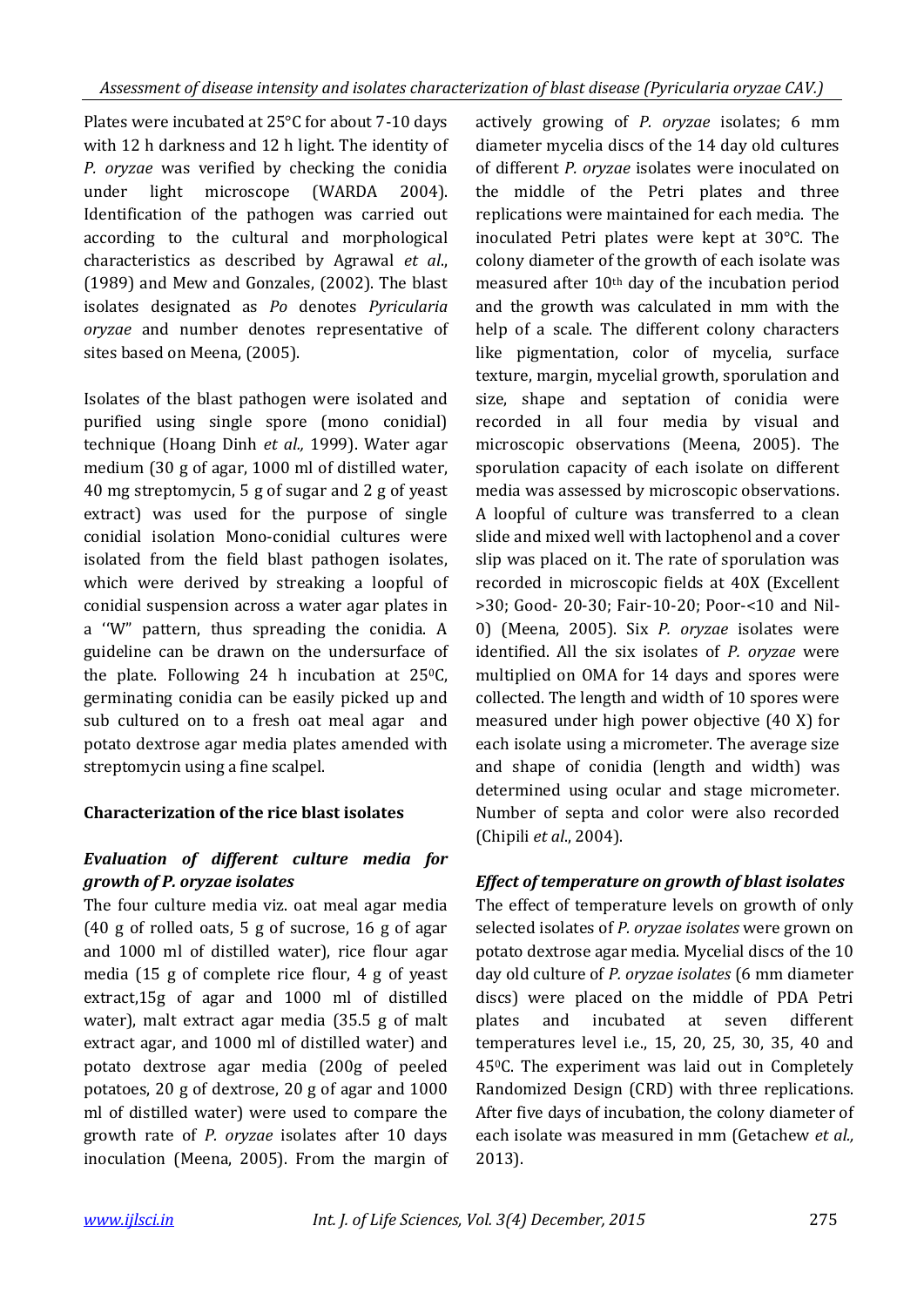Plates were incubated at 25°C for about 7-10 days with 12 h darkness and 12 h light. The identity of *P. oryzae* was verified by checking the conidia under light microscope (WARDA 2004). Identification of the pathogen was carried out according to the cultural and morphological characteristics as described by Agrawal *et al*., (1989) and Mew and Gonzales, (2002). The blast isolates designated as *Po* denotes *Pyricularia oryzae* and number denotes representative of sites based on Meena, (2005).

Isolates of the blast pathogen were isolated and purified using single spore (mono conidial) technique (Hoang Dinh *et al.,* 1999). Water agar medium (30 g of agar, 1000 ml of distilled water, 40 mg streptomycin, 5 g of sugar and 2 g of yeast extract) was used for the purpose of single conidial isolation Mono-conidial cultures were isolated from the field blast pathogen isolates, which were derived by streaking a loopful of conidial suspension across a water agar plates in a ''W" pattern, thus spreading the conidia. A guideline can be drawn on the undersurface of the plate. Following 24 h incubation at 25$^{0}$C, germinating conidia can be easily picked up and sub cultured on to a fresh oat meal agar and potato dextrose agar media plates amended with streptomycin using a fine scalpel.

**Characterization of the rice blast isolates**

***Evaluation of different culture media for growth of P. oryzae isolates***

The four culture media viz. oat meal agar media (40 g of rolled oats, 5 g of sucrose, 16 g of agar and 1000 ml of distilled water), rice flour agar media (15 g of complete rice flour, 4 g of yeast extract,15g of agar and 1000 ml of distilled water), malt extract agar media (35.5 g of malt extract agar, and 1000 ml of distilled water) and potato dextrose agar media (200g of peeled potatoes, 20 g of dextrose, 20 g of agar and 1000 ml of distilled water) were used to compare the growth rate of *P. oryzae* isolates after 10 days inoculation (Meena, 2005). From the margin of actively growing of *P. oryzae* isolates; 6 mm diameter mycelia discs of the 14 day old cultures of different *P. oryzae* isolates were inoculated on the middle of the Petri plates and three replications were maintained for each media. The inoculated Petri plates were kept at 30°C. The colony diameter of the growth of each isolate was measured after 10$^{th}$ day of the incubation period and the growth was calculated in mm with the help of a scale. The different colony characters like pigmentation, color of mycelia, surface texture, margin, mycelial growth, sporulation and size, shape and septation of conidia were recorded in all four media by visual and microscopic observations (Meena, 2005). The sporulation capacity of each isolate on different media was assessed by microscopic observations. A loopful of culture was transferred to a clean slide and mixed well with lactophenol and a cover slip was placed on it. The rate of sporulation was recorded in microscopic fields at 40X (Excellent >30; Good- 20-30; Fair-10-20; Poor-<10 and Nil-0) (Meena, 2005). Six *P. oryzae* isolates were identified. All the six isolates of *P. oryzae* were multiplied on OMA for 14 days and spores were collected. The length and width of 10 spores were measured under high power objective (40 X) for each isolate using a micrometer. The average size and shape of conidia (length and width) was determined using ocular and stage micrometer. Number of septa and color were also recorded (Chipili *et al*., 2004).

***Effect of temperature on growth of blast isolates***

The effect of temperature levels on growth of only selected isolates of *P. oryzae isolates* were grown on potato dextrose agar media. Mycelial discs of the 10 day old culture of *P. oryzae isolates* (6 mm diameter discs) were placed on the middle of PDA Petri plates and incubated at seven different temperatures level i.e., 15, 20, 25, 30, 35, 40 and 45$^{0}$C. The experiment was laid out in Completely Randomized Design (CRD) with three replications. After five days of incubation, the colony diameter of each isolate was measured in mm (Getachew *et al.,* 2013).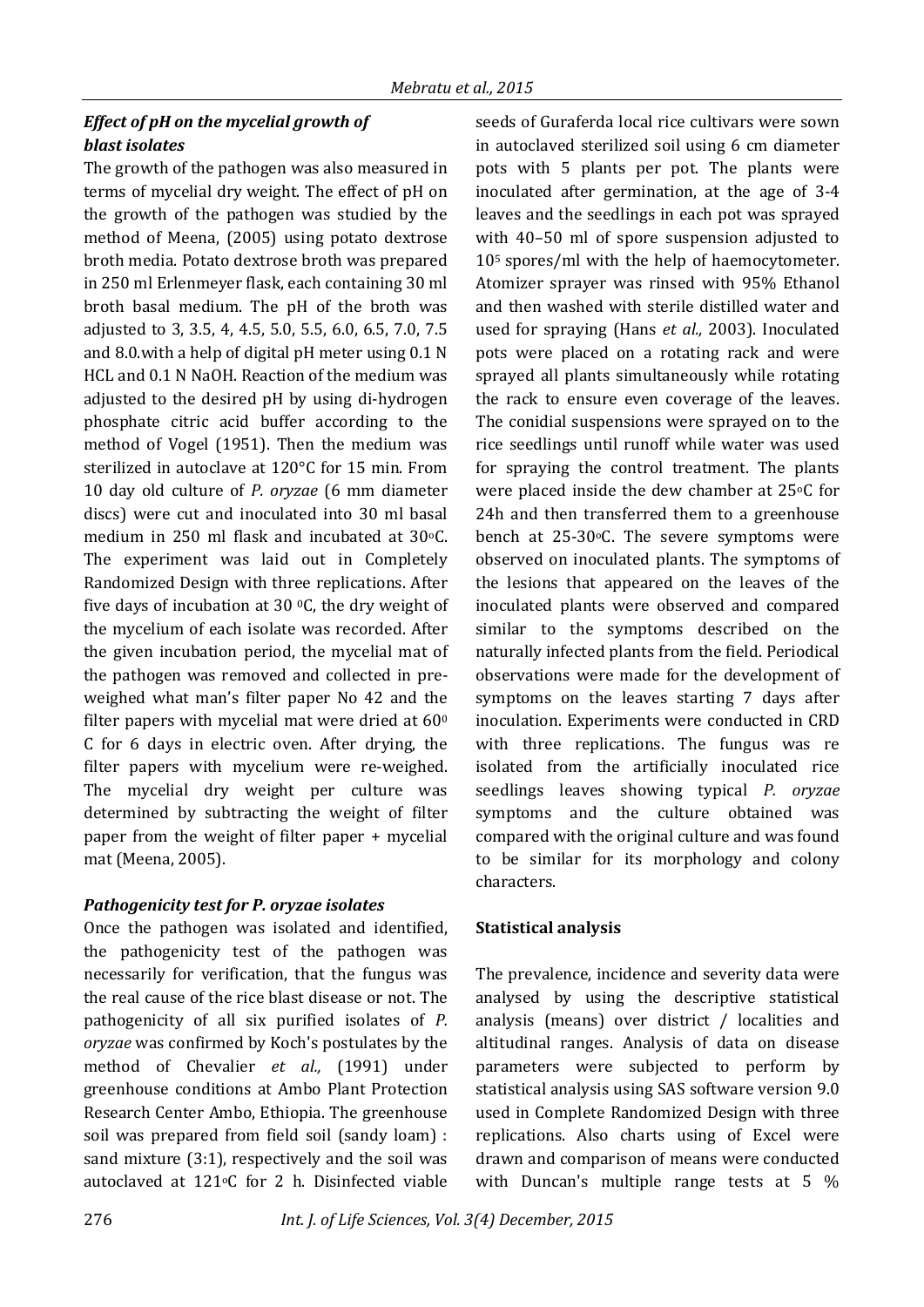### *Effect of pH on the mycelial growth of blast isolates*

The growth of the pathogen was also measured in terms of mycelial dry weight. The effect of pH on the growth of the pathogen was studied by the method of Meena, (2005) using potato dextrose broth media. Potato dextrose broth was prepared in 250 ml Erlenmeyer flask, each containing 30 ml broth basal medium. The pH of the broth was adjusted to 3, 3.5, 4, 4.5, 5.0, 5.5, 6.0, 6.5, 7.0, 7.5 and 8.0.with a help of digital pH meter using 0.1 N HCL and 0.1 N NaOH. Reaction of the medium was adjusted to the desired pH by using di-hydrogen phosphate citric acid buffer according to the method of Vogel (1951). Then the medium was sterilized in autoclave at 120°C for 15 min. From 10 day old culture of *P. oryzae* (6 mm diameter discs) were cut and inoculated into 30 ml basal medium in 250 ml flask and incubated at 30°C. The experiment was laid out in Completely Randomized Design with three replications. After five days of incubation at 30 °C, the dry weight of the mycelium of each isolate was recorded. After the given incubation period, the mycelial mat of the pathogen was removed and collected in pre-weighed what man's filter paper No 42 and the filter papers with mycelial mat were dried at 60° C for 6 days in electric oven. After drying, the filter papers with mycelium were re-weighed. The mycelial dry weight per culture was determined by subtracting the weight of filter paper from the weight of filter paper + mycelial mat (Meena, 2005).

### *Pathogenicity test for P. oryzae isolates*

Once the pathogen was isolated and identified, the pathogenicity test of the pathogen was necessarily for verification, that the fungus was the real cause of the rice blast disease or not. The pathogenicity of all six purified isolates of *P. oryzae* was confirmed by Koch's postulates by the method of Chevalier *et al.,* (1991) under greenhouse conditions at Ambo Plant Protection Research Center Ambo, Ethiopia. The greenhouse soil was prepared from field soil (sandy loam) : sand mixture (3:1), respectively and the soil was autoclaved at 121°C for 2 h. Disinfected viable seeds of Guraferda local rice cultivars were sown in autoclaved sterilized soil using 6 cm diameter pots with 5 plants per pot. The plants were inoculated after germination, at the age of 3-4 leaves and the seedlings in each pot was sprayed with 40–50 ml of spore suspension adjusted to $10^5$ spores/ml with the help of haemocytometer. Atomizer sprayer was rinsed with 95% Ethanol and then washed with sterile distilled water and used for spraying (Hans *et al.,* 2003). Inoculated pots were placed on a rotating rack and were sprayed all plants simultaneously while rotating the rack to ensure even coverage of the leaves. The conidial suspensions were sprayed on to the rice seedlings until runoff while water was used for spraying the control treatment. The plants were placed inside the dew chamber at 25°C for 24h and then transferred them to a greenhouse bench at 25-30°C. The severe symptoms were observed on inoculated plants. The symptoms of the lesions that appeared on the leaves of the inoculated plants were observed and compared similar to the symptoms described on the naturally infected plants from the field. Periodical observations were made for the development of symptoms on the leaves starting 7 days after inoculation. Experiments were conducted in CRD with three replications. The fungus was re isolated from the artificially inoculated rice seedlings leaves showing typical *P. oryzae* symptoms and the culture obtained was compared with the original culture and was found to be similar for its morphology and colony characters.

### Statistical analysis

The prevalence, incidence and severity data were analysed by using the descriptive statistical analysis (means) over district / localities and altitudinal ranges. Analysis of data on disease parameters were subjected to perform by statistical analysis using SAS software version 9.0 used in Complete Randomized Design with three replications. Also charts using of Excel were drawn and comparison of means were conducted with Duncan's multiple range tests at 5 %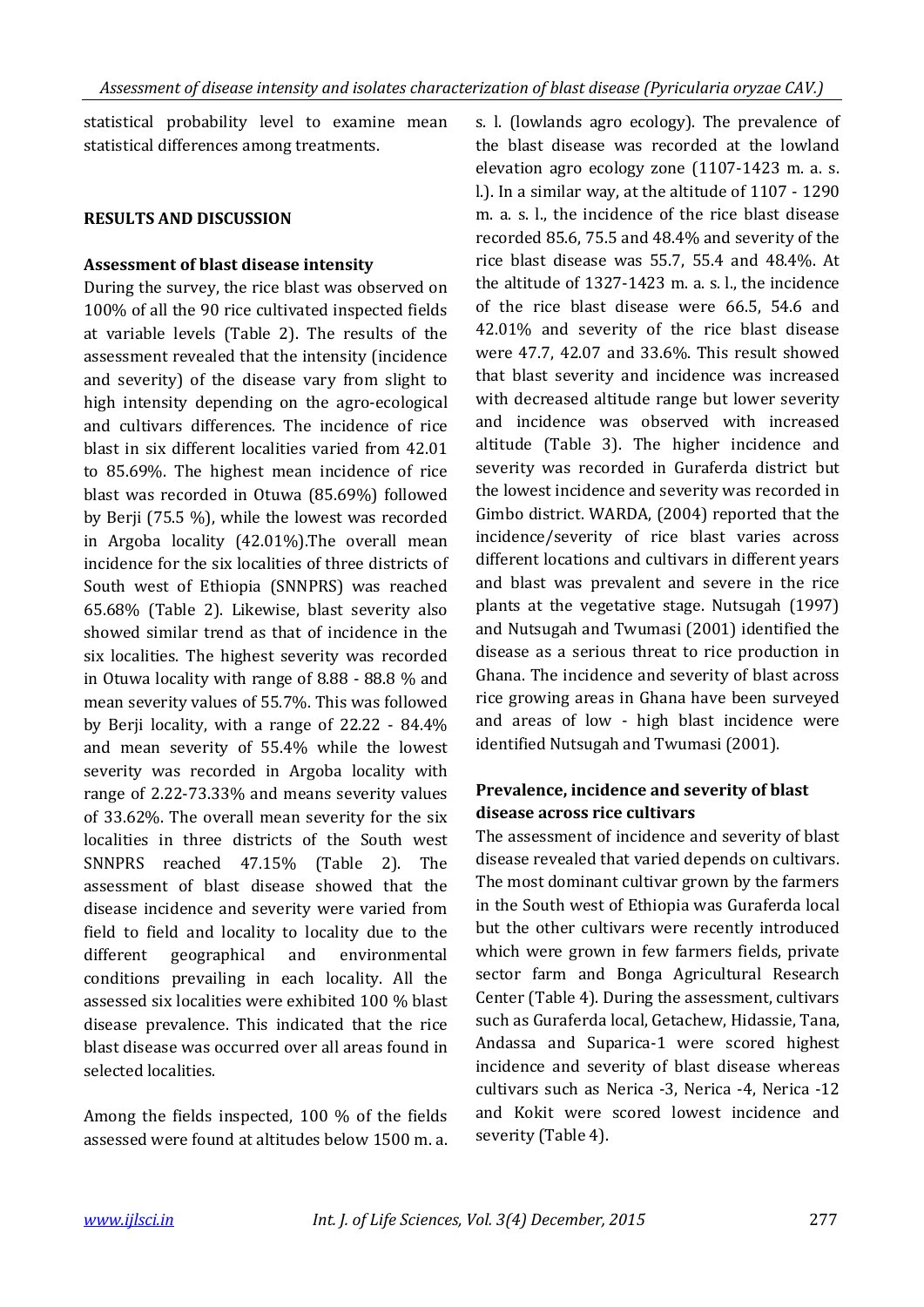statistical probability level to examine mean statistical differences among treatments.

## RESULTS AND DISCUSSION

### Assessment of blast disease intensity

During the survey, the rice blast was observed on 100% of all the 90 rice cultivated inspected fields at variable levels (Table 2). The results of the assessment revealed that the intensity (incidence and severity) of the disease vary from slight to high intensity depending on the agro-ecological and cultivars differences. The incidence of rice blast in six different localities varied from 42.01 to 85.69%. The highest mean incidence of rice blast was recorded in Otuwa (85.69%) followed by Berji (75.5 %), while the lowest was recorded in Argoba locality (42.01%).The overall mean incidence for the six localities of three districts of South west of Ethiopia (SNNPRS) was reached 65.68% (Table 2). Likewise, blast severity also showed similar trend as that of incidence in the six localities. The highest severity was recorded in Otuwa locality with range of 8.88 - 88.8 % and mean severity values of 55.7%. This was followed by Berji locality, with a range of 22.22 - 84.4% and mean severity of 55.4% while the lowest severity was recorded in Argoba locality with range of 2.22-73.33% and means severity values of 33.62%. The overall mean severity for the six localities in three districts of the South west SNNPRS reached 47.15% (Table 2). The assessment of blast disease showed that the disease incidence and severity were varied from field to field and locality to locality due to the different geographical and environmental conditions prevailing in each locality. All the assessed six localities were exhibited 100 % blast disease prevalence. This indicated that the rice blast disease was occurred over all areas found in selected localities.

Among the fields inspected, 100 % of the fields assessed were found at altitudes below 1500 m. a. s. l. (lowlands agro ecology). The prevalence of the blast disease was recorded at the lowland elevation agro ecology zone (1107-1423 m. a. s. l.). In a similar way, at the altitude of 1107 - 1290 m. a. s. l., the incidence of the rice blast disease recorded 85.6, 75.5 and 48.4% and severity of the rice blast disease was 55.7, 55.4 and 48.4%. At the altitude of 1327-1423 m. a. s. l., the incidence of the rice blast disease were 66.5, 54.6 and 42.01% and severity of the rice blast disease were 47.7, 42.07 and 33.6%. This result showed that blast severity and incidence was increased with decreased altitude range but lower severity and incidence was observed with increased altitude (Table 3). The higher incidence and severity was recorded in Guraferda district but the lowest incidence and severity was recorded in Gimbo district. WARDA, (2004) reported that the incidence/severity of rice blast varies across different locations and cultivars in different years and blast was prevalent and severe in the rice plants at the vegetative stage. Nutsugah (1997) and Nutsugah and Twumasi (2001) identified the disease as a serious threat to rice production in Ghana. The incidence and severity of blast across rice growing areas in Ghana have been surveyed and areas of low - high blast incidence were identified Nutsugah and Twumasi (2001).

### Prevalence, incidence and severity of blast disease across rice cultivars

The assessment of incidence and severity of blast disease revealed that varied depends on cultivars. The most dominant cultivar grown by the farmers in the South west of Ethiopia was Guraferda local but the other cultivars were recently introduced which were grown in few farmers fields, private sector farm and Bonga Agricultural Research Center (Table 4). During the assessment, cultivars such as Guraferda local, Getachew, Hidassie, Tana, Andassa and Suparica-1 were scored highest incidence and severity of blast disease whereas cultivars such as Nerica -3, Nerica -4, Nerica -12 and Kokit were scored lowest incidence and severity (Table 4).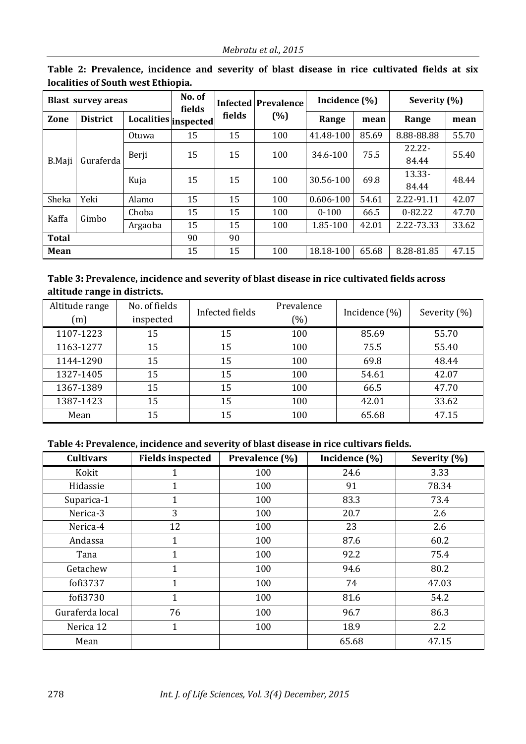**Table 2: Prevalence, incidence and severity of blast disease in rice cultivated fields at six localities of South west Ethiopia.**

| Blast survey areas | | | No. of fields inspected | Infected fields | Prevalence (%) | Incidence (%) | | Severity (%) | |
|---|---|---|---|---|---|---|---|---|---|
| Zone | District | Localities | | | | Range | mean | Range | mean |
| B.Maji | Guraferda | Otuwa | 15 | 15 | 100 | 41.48-100 | 85.69 | 8.88-88.88 | 55.70 |
| | | Berji | 15 | 15 | 100 | 34.6-100 | 75.5 | 22.22-84.44 | 55.40 |
| | | Kuja | 15 | 15 | 100 | 30.56-100 | 69.8 | 13.33-84.44 | 48.44 |
| Sheka | Yeki | Alamo | 15 | 15 | 100 | 0.606-100 | 54.61 | 2.22-91.11 | 42.07 |
| Kaffa | Gimbo | Choba | 15 | 15 | 100 | 0-100 | 66.5 | 0-82.22 | 47.70 |
| | | Argaoba | 15 | 15 | 100 | 1.85-100 | 42.01 | 2.22-73.33 | 33.62 |
| Total | | | 90 | 90 | | | | | |
| Mean | | | 15 | 15 | 100 | 18.18-100 | 65.68 | 8.28-81.85 | 47.15 |

**Table 3: Prevalence, incidence and severity of blast disease in rice cultivated fields across altitude range in districts.**

| Altitude range (m) | No. of fields inspected | Infected fields | Prevalence (%) | Incidence (%) | Severity (%) |
|---|---|---|---|---|---|
| 1107-1223 | 15 | 15 | 100 | 85.69 | 55.70 |
| 1163-1277 | 15 | 15 | 100 | 75.5 | 55.40 |
| 1144-1290 | 15 | 15 | 100 | 69.8 | 48.44 |
| 1327-1405 | 15 | 15 | 100 | 54.61 | 42.07 |
| 1367-1389 | 15 | 15 | 100 | 66.5 | 47.70 |
| 1387-1423 | 15 | 15 | 100 | 42.01 | 33.62 |
| Mean | 15 | 15 | 100 | 65.68 | 47.15 |

**Table 4: Prevalence, incidence and severity of blast disease in rice cultivars fields.**

| Cultivars | Fields inspected | Prevalence (%) | Incidence (%) | Severity (%) |
|---|---|---|---|---|
| Kokit | 1 | 100 | 24.6 | 3.33 |
| Hidassie | 1 | 100 | 91 | 78.34 |
| Suparica-1 | 1 | 100 | 83.3 | 73.4 |
| Nerica-3 | 3 | 100 | 20.7 | 2.6 |
| Nerica-4 | 12 | 100 | 23 | 2.6 |
| Andassa | 1 | 100 | 87.6 | 60.2 |
| Tana | 1 | 100 | 92.2 | 75.4 |
| Getachew | 1 | 100 | 94.6 | 80.2 |
| fofi3737 | 1 | 100 | 74 | 47.03 |
| fofi3730 | 1 | 100 | 81.6 | 54.2 |
| Guraferda local | 76 | 100 | 96.7 | 86.3 |
| Nerica 12 | 1 | 100 | 18.9 | 2.2 |
| Mean | | | 65.68 | 47.15 |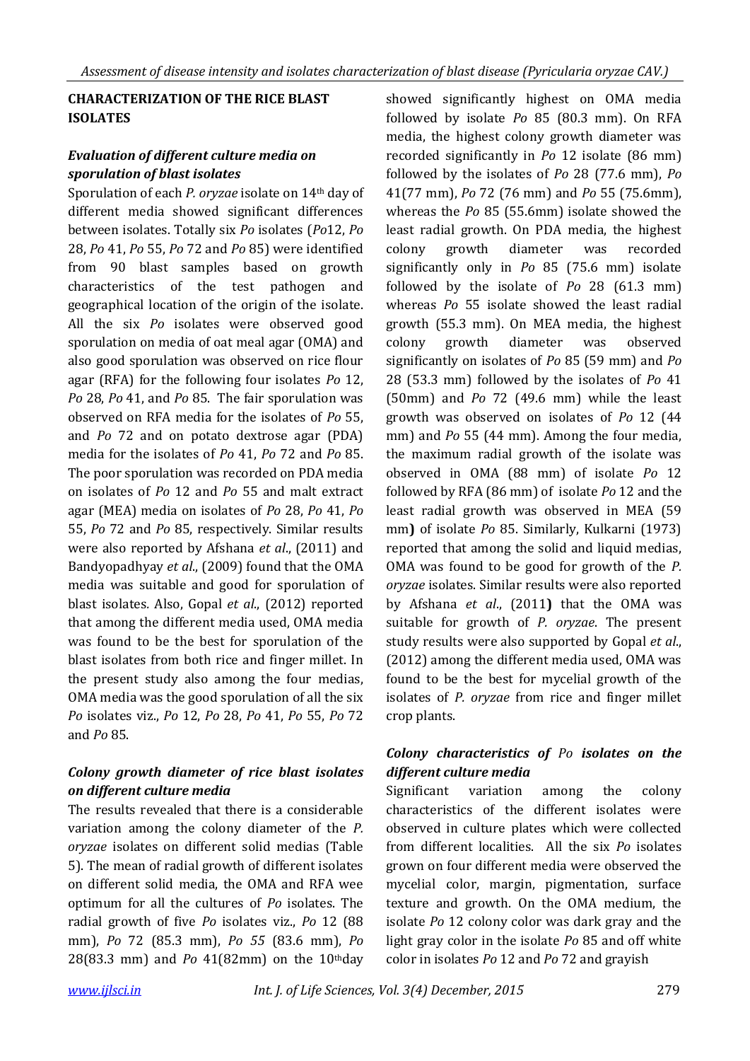## CHARACTERIZATION OF THE RICE BLAST ISOLATES

### *Evaluation of different culture media on sporulation of blast isolates*

Sporulation of each *P. oryzae* isolate on 14th day of different media showed significant differences between isolates. Totally six *Po* isolates (*Po*12, *Po* 28, *Po* 41, *Po* 55, *Po* 72 and *Po* 85) were identified from 90 blast samples based on growth characteristics of the test pathogen and geographical location of the origin of the isolate. All the six *Po* isolates were observed good sporulation on media of oat meal agar (OMA) and also good sporulation was observed on rice flour agar (RFA) for the following four isolates *Po* 12, *Po* 28, *Po* 41, and *Po* 85. The fair sporulation was observed on RFA media for the isolates of *Po* 55, and *Po* 72 and on potato dextrose agar (PDA) media for the isolates of *Po* 41, *Po* 72 and *Po* 85. The poor sporulation was recorded on PDA media on isolates of *Po* 12 and *Po* 55 and malt extract agar (MEA) media on isolates of *Po* 28, *Po* 41, *Po* 55, *Po* 72 and *Po* 85, respectively. Similar results were also reported by Afshana *et al*., (2011) and Bandyopadhyay *et al*., (2009) found that the OMA media was suitable and good for sporulation of blast isolates. Also, Gopal *et al*., (2012) reported that among the different media used, OMA media was found to be the best for sporulation of the blast isolates from both rice and finger millet. In the present study also among the four medias, OMA media was the good sporulation of all the six *Po* isolates viz., *Po* 12, *Po* 28, *Po* 41, *Po* 55, *Po* 72 and *Po* 85.

### *Colony growth diameter of rice blast isolates on different culture media*

The results revealed that there is a considerable variation among the colony diameter of the *P. oryzae* isolates on different solid medias (Table 5). The mean of radial growth of different isolates on different solid media, the OMA and RFA wee optimum for all the cultures of *Po* isolates. The radial growth of five *Po* isolates viz., *Po* 12 (88 mm), *Po* 72 (85.3 mm), *Po 55* (83.6 mm), *Po* 28(83.3 mm) and *Po* 41(82mm) on the 10thday showed significantly highest on OMA media followed by isolate *Po* 85 (80.3 mm). On RFA media, the highest colony growth diameter was recorded significantly in *Po* 12 isolate (86 mm) followed by the isolates of *Po* 28 (77.6 mm), *Po* 41(77 mm), *Po* 72 (76 mm) and *Po* 55 (75.6mm), whereas the *Po* 85 (55.6mm) isolate showed the least radial growth. On PDA media, the highest colony growth diameter was recorded significantly only in *Po* 85 (75.6 mm) isolate followed by the isolate of *Po* 28 (61.3 mm) whereas *Po* 55 isolate showed the least radial growth (55.3 mm). On MEA media, the highest colony growth diameter was observed significantly on isolates of *Po* 85 (59 mm) and *Po* 28 (53.3 mm) followed by the isolates of *Po* 41 (50mm) and *Po* 72 (49.6 mm) while the least growth was observed on isolates of *Po* 12 (44 mm) and *Po* 55 (44 mm). Among the four media, the maximum radial growth of the isolate was observed in OMA (88 mm) of isolate *Po* 12 followed by RFA (86 mm) of isolate *Po* 12 and the least radial growth was observed in MEA (59 mm**)** of isolate *Po* 85. Similarly, Kulkarni (1973) reported that among the solid and liquid medias, OMA was found to be good for growth of the *P. oryzae* isolates. Similar results were also reported by Afshana *et al*., (2011**)** that the OMA was suitable for growth of *P. oryzae*. The present study results were also supported by Gopal *et al*., (2012) among the different media used, OMA was found to be the best for mycelial growth of the isolates of *P. oryzae* from rice and finger millet crop plants.

### *Colony characteristics of Po isolates on the different culture media*

Significant variation among the colony characteristics of the different isolates were observed in culture plates which were collected from different localities. All the six *Po* isolates grown on four different media were observed the mycelial color, margin, pigmentation, surface texture and growth. On the OMA medium, the isolate *Po* 12 colony color was dark gray and the light gray color in the isolate *Po* 85 and off white color in isolates *Po* 12 and *Po* 72 and grayish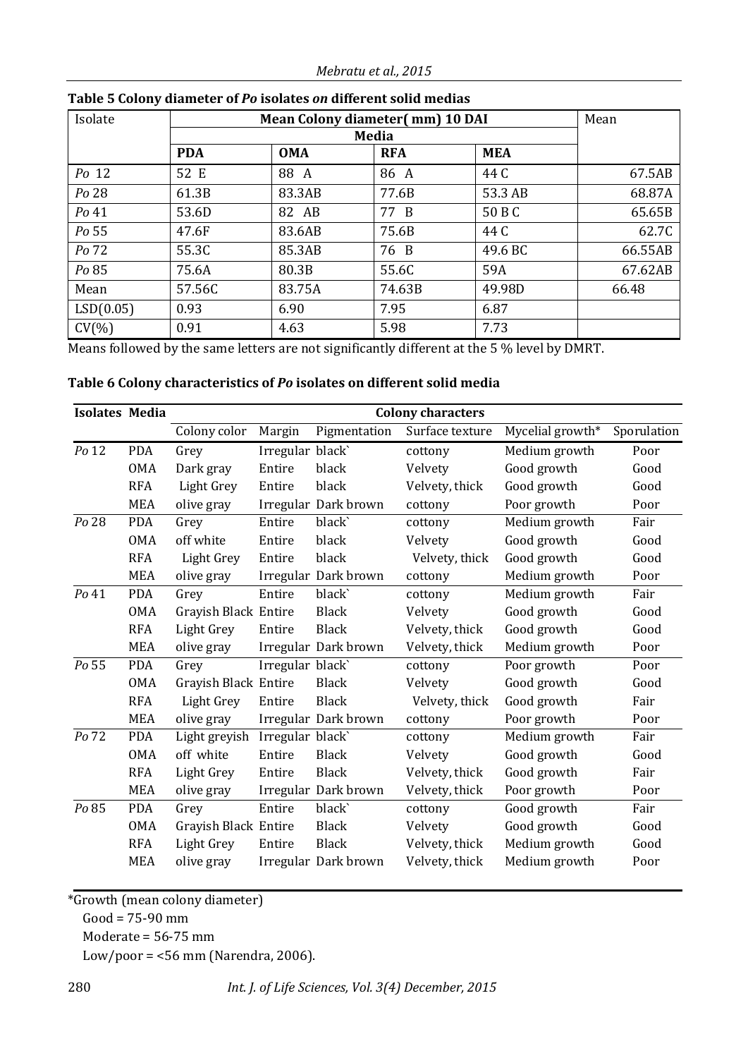**Table 5 Colony diameter of *Po* isolates *on* different solid medias**

| Isolate | Mean Colony diameter( mm) 10 DAI | | | | Mean |
|---|---|---|---|---|---|
| | Media | | | | |
| | **PDA** | **OMA** | **RFA** | **MEA** | |
| *Po* 12 | 52 E | 88 A | 86 A | 44 C | 67.5AB |
| *Po* 28 | 61.3B | 83.3AB | 77.6B | 53.3 AB | 68.87A |
| *Po* 41 | 53.6D | 82 AB | 77 B | 50 B C | 65.65B |
| *Po* 55 | 47.6F | 83.6AB | 75.6B | 44 C | 62.7C |
| *Po* 72 | 55.3C | 85.3AB | 76 B | 49.6 BC | 66.55AB |
| *Po* 85 | 75.6A | 80.3B | 55.6C | 59A | 67.62AB |
| Mean | 57.56C | 83.75A | 74.63B | 49.98D | 66.48 |
| LSD(0.05) | 0.93 | 6.90 | 7.95 | 6.87 | |
| CV(%) | 0.91 | 4.63 | 5.98 | 7.73 | |

Means followed by the same letters are not significantly different at the 5 % level by DMRT.

**Table 6 Colony characteristics of *Po* isolates on different solid media**

| Isolates | Media | Colony characters | | | | | |
|---|---|---|---|---|---|---|---|
| | | Colony color | Margin | Pigmentation | Surface texture | Mycelial growth* | Sporulation |
| *Po* 12 | PDA | Grey | Irregular | black` | cottony | Medium growth | Poor |
| | OMA | Dark gray | Entire | black | Velvety | Good growth | Good |
| | RFA | Light Grey | Entire | black | Velvety, thick | Good growth | Good |
| | MEA | olive gray | Irregular | Dark brown | cottony | Poor growth | Poor |
| *Po* 28 | PDA | Grey | Entire | black` | cottony | Medium growth | Fair |
| | OMA | off white | Entire | black | Velvety | Good growth | Good |
| | RFA | Light Grey | Entire | black | Velvety, thick | Good growth | Good |
| | MEA | olive gray | Irregular | Dark brown | cottony | Medium growth | Poor |
| *Po* 41 | PDA | Grey | Entire | black` | cottony | Medium growth | Fair |
| | OMA | Grayish Black | Entire | Black | Velvety | Good growth | Good |
| | RFA | Light Grey | Entire | Black | Velvety, thick | Good growth | Good |
| | MEA | olive gray | Irregular | Dark brown | Velvety, thick | Medium growth | Poor |
| *Po* 55 | PDA | Grey | Irregular | black` | cottony | Poor growth | Poor |
| | OMA | Grayish Black | Entire | Black | Velvety | Good growth | Good |
| | RFA | Light Grey | Entire | Black | Velvety, thick | Good growth | Fair |
| | MEA | olive gray | Irregular | Dark brown | cottony | Poor growth | Poor |
| *Po* 72 | PDA | Light greyish | Irregular | black` | cottony | Medium growth | Fair |
| | OMA | off white | Entire | Black | Velvety | Good growth | Good |
| | RFA | Light Grey | Entire | Black | Velvety, thick | Good growth | Fair |
| | MEA | olive gray | Irregular | Dark brown | Velvety, thick | Poor growth | Poor |
| *Po* 85 | PDA | Grey | Entire | black` | cottony | Good growth | Fair |
| | OMA | Grayish Black | Entire | Black | Velvety | Good growth | Good |
| | RFA | Light Grey | Entire | Black | Velvety, thick | Medium growth | Good |
| | MEA | olive gray | Irregular | Dark brown | Velvety, thick | Medium growth | Poor |

*Growth (mean colony diameter)
Good = 75-90 mm
Moderate = 56-75 mm
Low/poor = <56 mm (Narendra, 2006).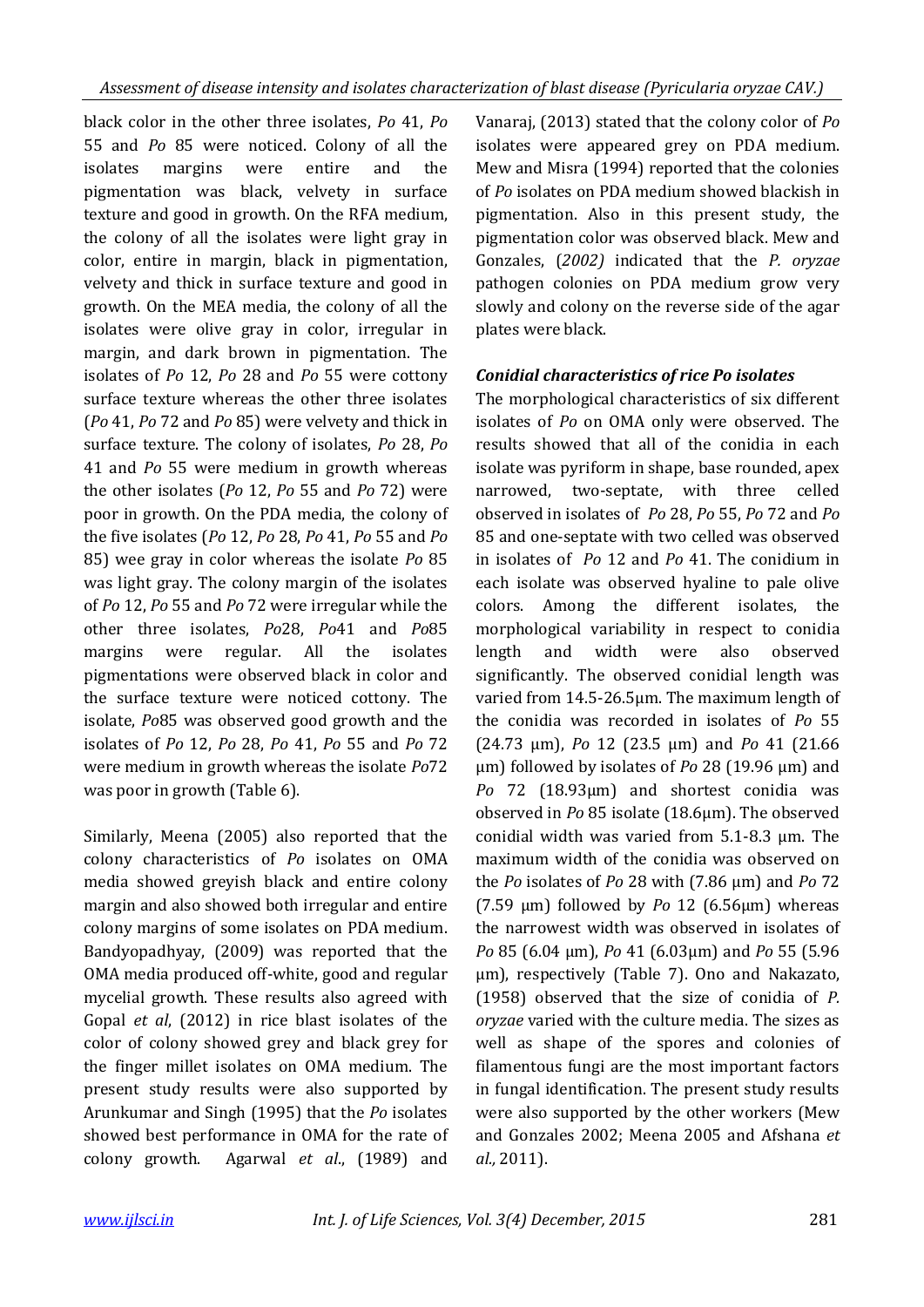black color in the other three isolates, *Po* 41, *Po* 55 and *Po* 85 were noticed. Colony of all the isolates margins were entire and the pigmentation was black, velvety in surface texture and good in growth. On the RFA medium, the colony of all the isolates were light gray in color, entire in margin, black in pigmentation, velvety and thick in surface texture and good in growth. On the MEA media, the colony of all the isolates were olive gray in color, irregular in margin, and dark brown in pigmentation. The isolates of *Po* 12, *Po* 28 and *Po* 55 were cottony surface texture whereas the other three isolates (*Po* 41, *Po* 72 and *Po* 85) were velvety and thick in surface texture. The colony of isolates, *Po* 28, *Po* 41 and *Po* 55 were medium in growth whereas the other isolates (*Po* 12, *Po* 55 and *Po* 72) were poor in growth. On the PDA media, the colony of the five isolates (*Po* 12, *Po* 28, *Po* 41, *Po* 55 and *Po* 85) wee gray in color whereas the isolate *Po* 85 was light gray. The colony margin of the isolates of *Po* 12, *Po* 55 and *Po* 72 were irregular while the other three isolates, *Po*28, *Po*41 and *Po*85 margins were regular. All the isolates pigmentations were observed black in color and the surface texture were noticed cottony. The isolate, *Po*85 was observed good growth and the isolates of *Po* 12, *Po* 28, *Po* 41, *Po* 55 and *Po* 72 were medium in growth whereas the isolate *Po*72 was poor in growth (Table 6).

Similarly, Meena (2005) also reported that the colony characteristics of *Po* isolates on OMA media showed greyish black and entire colony margin and also showed both irregular and entire colony margins of some isolates on PDA medium. Bandyopadhyay, (2009) was reported that the OMA media produced off-white, good and regular mycelial growth. These results also agreed with Gopal *et al*, (2012) in rice blast isolates of the color of colony showed grey and black grey for the finger millet isolates on OMA medium. The present study results were also supported by Arunkumar and Singh (1995) that the *Po* isolates showed best performance in OMA for the rate of colony growth. Agarwal *et al*., (1989) and Vanaraj, (2013) stated that the colony color of *Po* isolates were appeared grey on PDA medium. Mew and Misra (1994) reported that the colonies of *Po* isolates on PDA medium showed blackish in pigmentation. Also in this present study, the pigmentation color was observed black. Mew and Gonzales, (*2002)* indicated that the *P. oryzae* pathogen colonies on PDA medium grow very slowly and colony on the reverse side of the agar plates were black.

### *Conidial characteristics of rice Po isolates*

The morphological characteristics of six different isolates of *Po* on OMA only were observed. The results showed that all of the conidia in each isolate was pyriform in shape, base rounded, apex narrowed, two-septate, with three celled observed in isolates of *Po* 28, *Po* 55, *Po* 72 and *Po* 85 and one-septate with two celled was observed in isolates of *Po* 12 and *Po* 41. The conidium in each isolate was observed hyaline to pale olive colors. Among the different isolates, the morphological variability in respect to conidia length and width were also observed significantly. The observed conidial length was varied from 14.5-26.5µm. The maximum length of the conidia was recorded in isolates of *Po* 55 (24.73 µm), *Po* 12 (23.5 µm) and *Po* 41 (21.66 µm) followed by isolates of *Po* 28 (19.96 µm) and *Po* 72 (18.93µm) and shortest conidia was observed in *Po* 85 isolate (18.6µm). The observed conidial width was varied from 5.1-8.3 µm. The maximum width of the conidia was observed on the *Po* isolates of *Po* 28 with (7.86 µm) and *Po* 72 (7.59 µm) followed by *Po* 12 (6.56µm) whereas the narrowest width was observed in isolates of *Po* 85 (6.04 µm), *Po* 41 (6.03µm) and *Po* 55 (5.96 µm), respectively (Table 7). Ono and Nakazato, (1958) observed that the size of conidia of *P. oryzae* varied with the culture media. The sizes as well as shape of the spores and colonies of filamentous fungi are the most important factors in fungal identification. The present study results were also supported by the other workers (Mew and Gonzales 2002; Meena 2005 and Afshana *et al.,* 2011).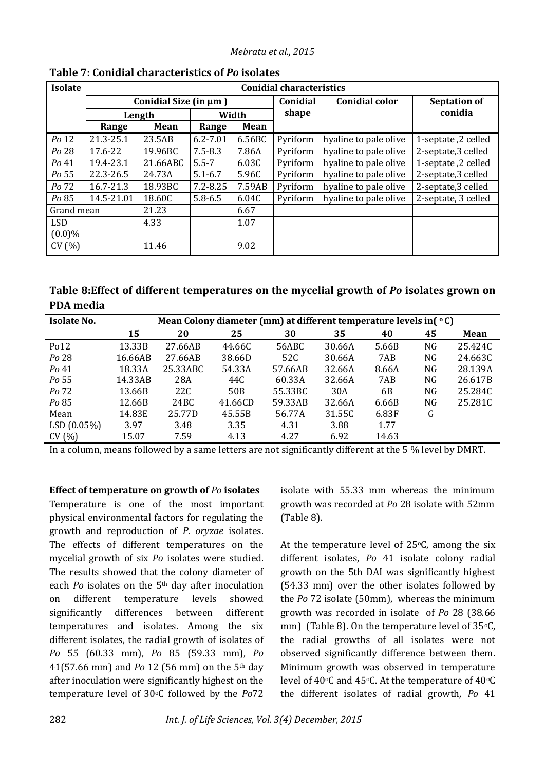**Table 7: Conidial characteristics of *Po* isolates**

| Isolate | Conidial characteristics | | | | | | |
|---|---|---|---|---|---|---|---|
| | Conidial Size (in µm ) | | | | Conidial shape | Conidial color | Septation of conidia |
| | Length | | Width | | | | |
| | Range | Mean | Range | Mean | | | |
| *Po* 12 | 21.3-25.1 | 23.5AB | 6.2-7.01 | 6.56BC | Pyriform | hyaline to pale olive | 1-septate ,2 celled |
| *Po* 28 | 17.6-22 | 19.96BC | 7.5-8.3 | 7.86A | Pyriform | hyaline to pale olive | 2-septate,3 celled |
| *Po* 41 | 19.4-23.1 | 21.66ABC | 5.5-7 | 6.03C | Pyriform | hyaline to pale olive | 1-septate ,2 celled |
| *Po* 55 | 22.3-26.5 | 24.73A | 5.1-6.7 | 5.96C | Pyriform | hyaline to pale olive | 2-septate,3 celled |
| *Po* 72 | 16.7-21.3 | 18.93BC | 7.2-8.25 | 7.59AB | Pyriform | hyaline to pale olive | 2-septate,3 celled |
| *Po* 85 | 14.5-21.01 | 18.60C | 5.8-6.5 | 6.04C | Pyriform | hyaline to pale olive | 2-septate, 3 celled |
| Grand mean | | 21.23 | | 6.67 | | | |
| LSD (0.0)% | | 4.33 | | 1.07 | | | |
| CV (%) | | 11.46 | | 9.02 | | | |

**Table 8:Effect of different temperatures on the mycelial growth of *Po* isolates grown on PDA media**

| Isolate No. | Mean Colony diameter (mm) at different temperature levels in( °C) | | | | | | | |
|---|---|---|---|---|---|---|---|---|
| | 15 | 20 | 25 | 30 | 35 | 40 | 45 | Mean |
| Po12 | 13.33B | 27.66AB | 44.66C | 56ABC | 30.66A | 5.66B | NG | 25.424C |
| *Po* 28 | 16.66AB | 27.66AB | 38.66D | 52C | 30.66A | 7AB | NG | 24.663C |
| *Po* 41 | 18.33A | 25.33ABC | 54.33A | 57.66AB | 32.66A | 8.66A | NG | 28.139A |
| *Po* 55 | 14.33AB | 28A | 44C | 60.33A | 32.66A | 7AB | NG | 26.617B |
| *Po* 72 | 13.66B | 22C | 50B | 55.33BC | 30A | 6B | NG | 25.284C |
| *Po* 85 | 12.66B | 24BC | 41.66CD | 59.33AB | 32.66A | 6.66B | NG | 25.281C |
| Mean | 14.83E | 25.77D | 45.55B | 56.77A | 31.55C | 6.83F | G | |
| LSD (0.05%) | 3.97 | 3.48 | 3.35 | 4.31 | 3.88 | 1.77 | | |
| CV (%) | 15.07 | 7.59 | 4.13 | 4.27 | 6.92 | 14.63 | | |

In a column, means followed by a same letters are not significantly different at the 5 % level by DMRT.

**Effect of temperature on growth of *Po* isolates**

Temperature is one of the most important physical environmental factors for regulating the growth and reproduction of *P. oryzae* isolates. The effects of different temperatures on the mycelial growth of six *Po* isolates were studied. The results showed that the colony diameter of each *Po* isolates on the 5th day after inoculation on different temperature levels showed significantly differences between different temperatures and isolates. Among the six different isolates, the radial growth of isolates of *Po* 55 (60.33 mm), *Po* 85 (59.33 mm), *Po* 41(57.66 mm) and *Po* 12 (56 mm) on the 5th day after inoculation were significantly highest on the temperature level of 30°C followed by the *Po*72 isolate with 55.33 mm whereas the minimum growth was recorded at *Po* 28 isolate with 52mm (Table 8).

At the temperature level of 25°C, among the six different isolates, *Po* 41 isolate colony radial growth on the 5th DAI was significantly highest (54.33 mm) over the other isolates followed by the *Po* 72 isolate (50mm), whereas the minimum growth was recorded in isolate of *Po* 28 (38.66 mm) (Table 8). On the temperature level of 35°C, the radial growths of all isolates were not observed significantly difference between them. Minimum growth was observed in temperature level of 40°C and 45°C. At the temperature of 40°C the different isolates of radial growth, *Po* 41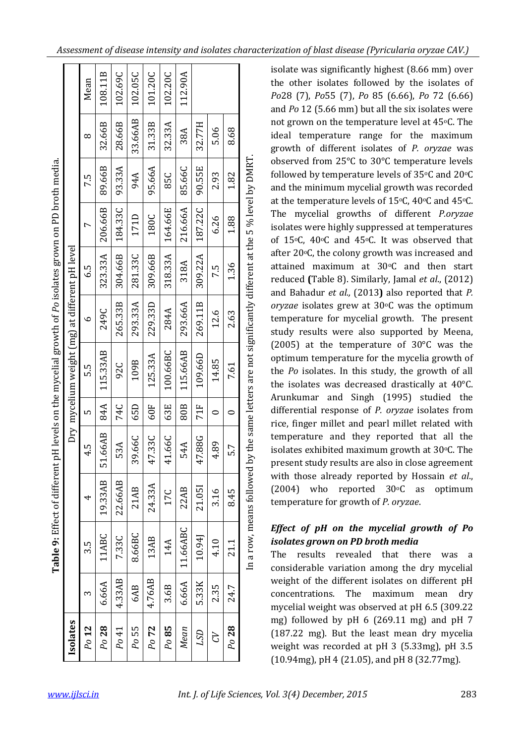**Table 9:** Effect of different pH levels on the mycelial growth of *Po* isolates grown on PD broth media.

| Isolates | Dry mycelium weight (mg) at different pH level | | | | | | | | | | | |
|---|---|---|---|---|---|---|---|---|---|---|---|---|
| | 3 | 3.5 | 4 | 4.5 | 5 | 5.5 | 6 | 6.5 | 7 | 7.5 | 8 | Mean |
| *Po* **12** | 6.66A | 11ABC | 19.33AB | 51.66AB | 84A | 115.33AB | 249C | 323.33A | 206.66B | 89.66B | 32.66B | 108.11B |
| *Po* **28** | 4.33AB | 7.33C | 22.66AB | 53A | 74C | 92C | 265.33B | 304.66B | 184.33C | 93.33A | 28.66B | 102.69C |
| *Po* 41 | 6AB | 8.66BC | 21AB | 39.66C | 65D | 109B | 293.33A | 281.33C | 171D | 94A | 33.66AB | 102.05C |
| *Po* 55 | 4.76AB | 13AB | 24.33A | 47.33C | 60F | 125.33A | 229.33D | 309.66B | 180C | 95.66A | 31.33B | 101.20C |
| *Po* **72** | 3.6B | 14A | 17C | 41.66C | 63E | 100.66BC | 284A | 318.33A | 164.66E | 85C | 32.33A | 102.20C |
| *Po* **85** | 6.66A | 11.66ABC | 22AB | 54A | 80B | 115.66AB | 293.66A | 318A | 216.66A | 85.66C | 38A | 112.90A |
| *Mean* | 5.33K | 10.94J | 21.05I | 47.88G | 71F | 109.66D | 269.11B | 309.22A | 187.22C | 90.55E | 32.77H | |
| *LSD* | 2.35 | 4.10 | 3.16 | 4.89 | 0 | 14.85 | 12.6 | 7.5 | 6.26 | 2.93 | 5.06 | |
| *CV* | 24.7 | 21.1 | 8.45 | 5.7 | 0 | 7.61 | 2.63 | 1.36 | 1.88 | 1.82 | 8.68 | |

In a row, means followed by the same letters are not significantly different at the 5 % level by DMRT.

isolate was significantly highest (8.66 mm) over the other isolates followed by the isolates of *Po*28 (7), *Po*55 (7), *Po* 85 (6.66), *Po* 72 (6.66) and *Po* 12 (5.66 mm) but all the six isolates were not grown on the temperature level at 45°C. The ideal temperature range for the maximum growth of different isolates of *P. oryzae* was observed from 25°C to 30°C temperature levels followed by temperature levels of 35°C and 20°C and the minimum mycelial growth was recorded at the temperature levels of 15°C, 40°C and 45°C. The mycelial growths of different *P.oryzae* isolates were highly suppressed at temperatures of 15°C, 40°C and 45°C. It was observed that after 20°C, the colony growth was increased and attained maximum at 30°C and then start reduced **(**Table 8). Similarly, Jamal *et al*., (2012) and Bahadur *et al.,* (2013**)** also reported that *P. oryzae* isolates grew at 30°C was the optimum temperature for mycelial growth. The present study results were also supported by Meena, (2005) at the temperature of 30°C was the optimum temperature for the mycelia growth of the *Po* isolates. In this study, the growth of all the isolates was decreased drastically at 40°C. Arunkumar and Singh (1995) studied the differential response of *P. oryzae* isolates from rice, finger millet and pearl millet related with temperature and they reported that all the isolates exhibited maximum growth at 30°C. The present study results are also in close agreement with those already reported by Hossain *et al*., (2004) who reported 30°C as optimum temperature for growth of *P. oryzae*.

### *Effect of pH on the mycelial growth of Po isolates grown on PD broth media*

The results revealed that there was a considerable variation among the dry mycelial weight of the different isolates on different pH concentrations. The maximum mean dry mycelial weight was observed at pH 6.5 (309.22 mg) followed by pH 6 (269.11 mg) and pH 7 (187.22 mg). But the least mean dry mycelia weight was recorded at pH 3 (5.33mg), pH 3.5 (10.94mg), pH 4 (21.05), and pH 8 (32.77mg).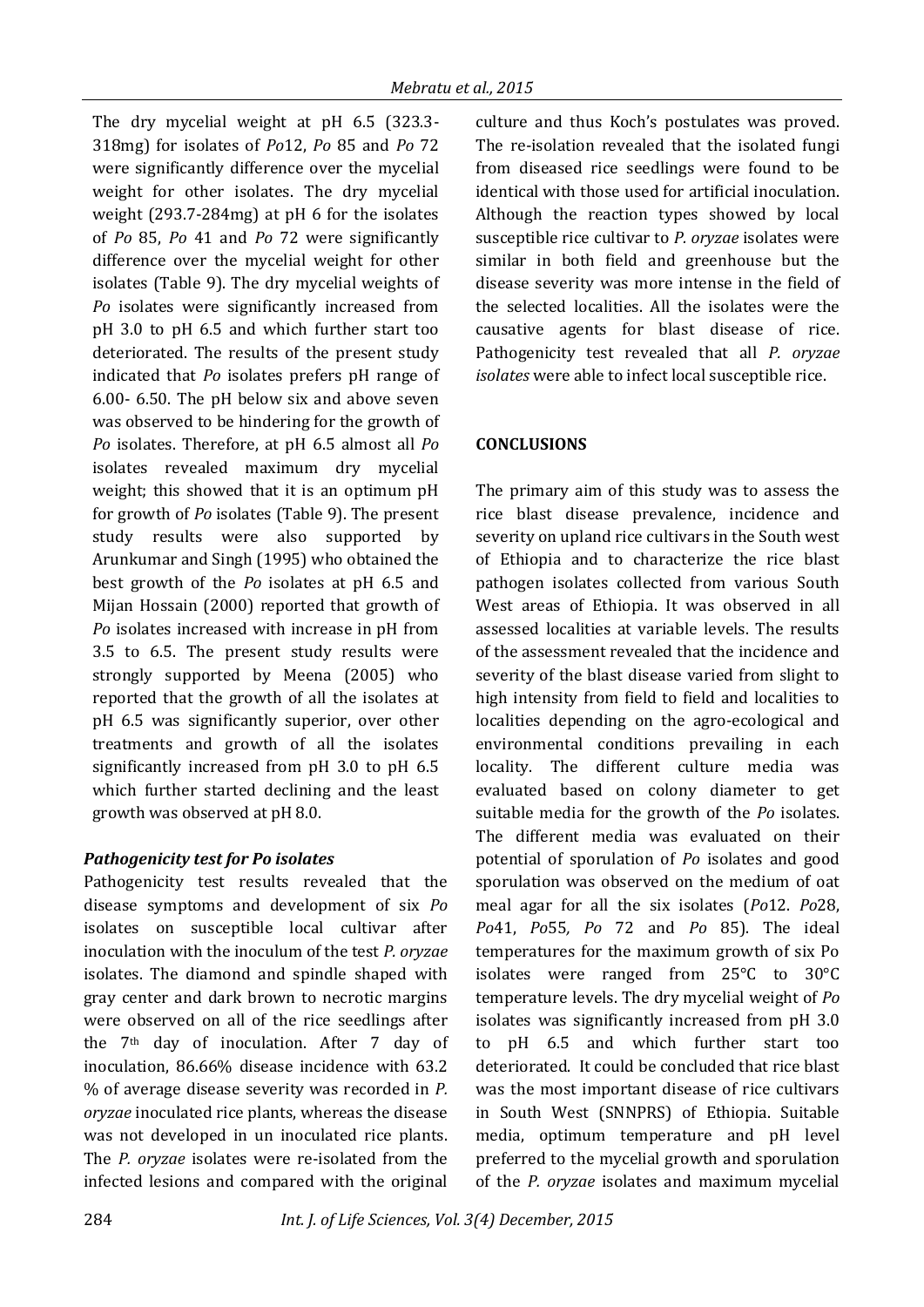The dry mycelial weight at pH 6.5 (323.3-318mg) for isolates of *Po*12, *Po* 85 and *Po* 72 were significantly difference over the mycelial weight for other isolates. The dry mycelial weight (293.7-284mg) at pH 6 for the isolates of *Po* 85, *Po* 41 and *Po* 72 were significantly difference over the mycelial weight for other isolates (Table 9). The dry mycelial weights of *Po* isolates were significantly increased from pH 3.0 to pH 6.5 and which further start too deteriorated. The results of the present study indicated that *Po* isolates prefers pH range of 6.00- 6.50. The pH below six and above seven was observed to be hindering for the growth of *Po* isolates. Therefore, at pH 6.5 almost all *Po* isolates revealed maximum dry mycelial weight; this showed that it is an optimum pH for growth of *Po* isolates (Table 9). The present study results were also supported by Arunkumar and Singh (1995) who obtained the best growth of the *Po* isolates at pH 6.5 and Mijan Hossain (2000) reported that growth of *Po* isolates increased with increase in pH from 3.5 to 6.5. The present study results were strongly supported by Meena (2005) who reported that the growth of all the isolates at pH 6.5 was significantly superior, over other treatments and growth of all the isolates significantly increased from pH 3.0 to pH 6.5 which further started declining and the least growth was observed at pH 8.0.

### *Pathogenicity test for Po isolates*

Pathogenicity test results revealed that the disease symptoms and development of six *Po* isolates on susceptible local cultivar after inoculation with the inoculum of the test *P. oryzae* isolates. The diamond and spindle shaped with gray center and dark brown to necrotic margins were observed on all of the rice seedlings after the 7th day of inoculation. After 7 day of inoculation, 86.66% disease incidence with 63.2 % of average disease severity was recorded in *P. oryzae* inoculated rice plants, whereas the disease was not developed in un inoculated rice plants. The *P. oryzae* isolates were re-isolated from the infected lesions and compared with the original culture and thus Koch's postulates was proved. The re-isolation revealed that the isolated fungi from diseased rice seedlings were found to be identical with those used for artificial inoculation. Although the reaction types showed by local susceptible rice cultivar to *P. oryzae* isolates were similar in both field and greenhouse but the disease severity was more intense in the field of the selected localities. All the isolates were the causative agents for blast disease of rice. Pathogenicity test revealed that all *P. oryzae isolates* were able to infect local susceptible rice.

## CONCLUSIONS

The primary aim of this study was to assess the rice blast disease prevalence, incidence and severity on upland rice cultivars in the South west of Ethiopia and to characterize the rice blast pathogen isolates collected from various South West areas of Ethiopia. It was observed in all assessed localities at variable levels. The results of the assessment revealed that the incidence and severity of the blast disease varied from slight to high intensity from field to field and localities to localities depending on the agro-ecological and environmental conditions prevailing in each locality. The different culture media was evaluated based on colony diameter to get suitable media for the growth of the *Po* isolates. The different media was evaluated on their potential of sporulation of *Po* isolates and good sporulation was observed on the medium of oat meal agar for all the six isolates (*Po*12. *Po*28, *Po*41, *Po*55, *Po* 72 and *Po* 85). The ideal temperatures for the maximum growth of six Po isolates were ranged from 25°C to 30°C temperature levels. The dry mycelial weight of *Po* isolates was significantly increased from pH 3.0 to pH 6.5 and which further start too deteriorated. It could be concluded that rice blast was the most important disease of rice cultivars in South West (SNNPRS) of Ethiopia. Suitable media, optimum temperature and pH level preferred to the mycelial growth and sporulation of the *P. oryzae* isolates and maximum mycelial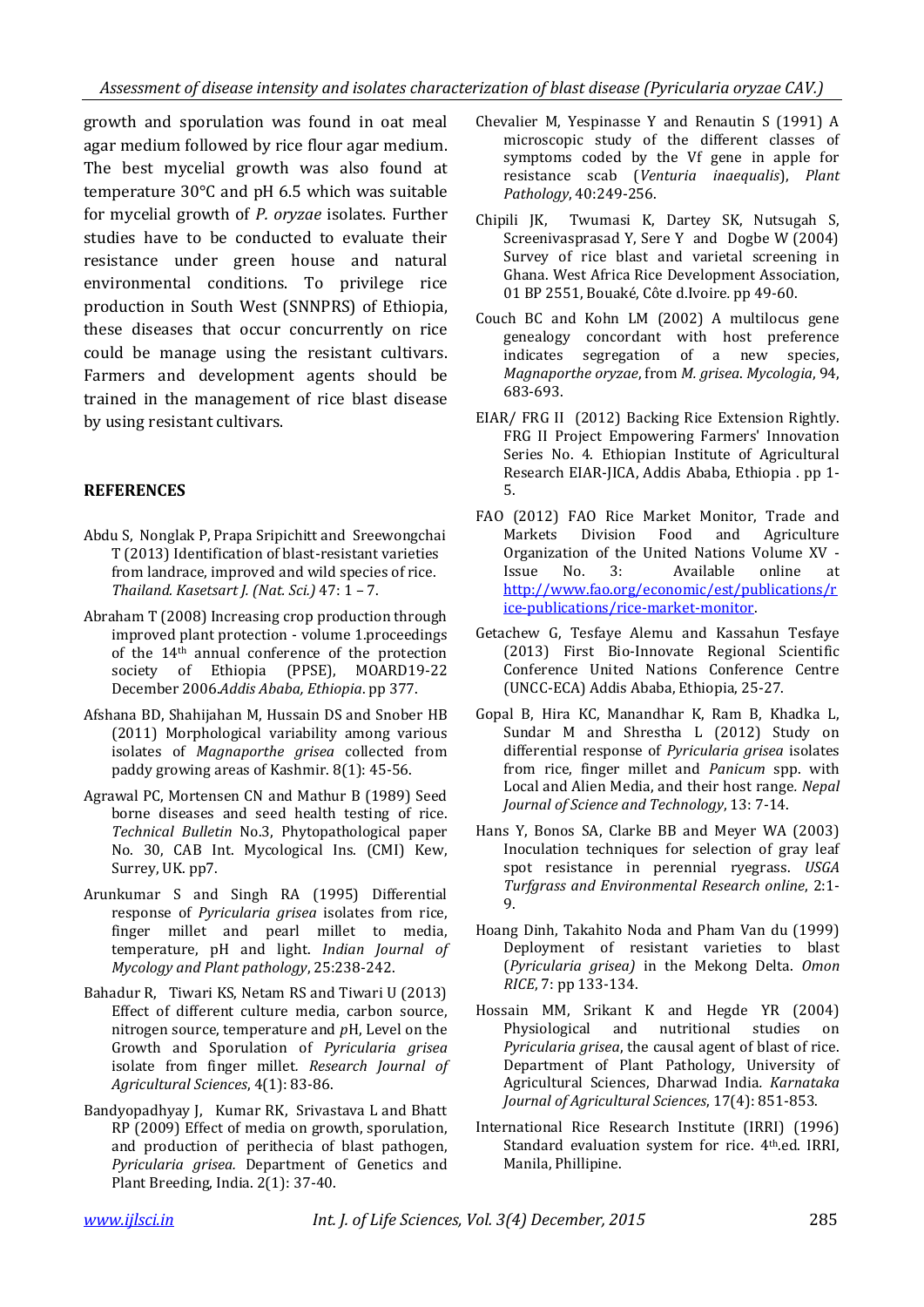growth and sporulation was found in oat meal agar medium followed by rice flour agar medium. The best mycelial growth was also found at temperature 30°C and pH 6.5 which was suitable for mycelial growth of *P. oryzae* isolates. Further studies have to be conducted to evaluate their resistance under green house and natural environmental conditions. To privilege rice production in South West (SNNPRS) of Ethiopia, these diseases that occur concurrently on rice could be manage using the resistant cultivars. Farmers and development agents should be trained in the management of rice blast disease by using resistant cultivars.

## REFERENCES

Abdu S, Nonglak P, Prapa Sripichitt and Sreewongchai T (2013) Identification of blast-resistant varieties from landrace, improved and wild species of rice. *Thailand. Kasetsart J. (Nat. Sci.)* 47: 1 – 7.

Abraham T (2008) Increasing crop production through improved plant protection - volume 1.proceedings of the 14th annual conference of the protection society of Ethiopia (PPSE), MOARD19-22 December 2006.*Addis Ababa, Ethiopia*. pp 377.

Afshana BD, Shahijahan M, Hussain DS and Snober HB (2011) Morphological variability among various isolates of *Magnaporthe grisea* collected from paddy growing areas of Kashmir. 8(1): 45-56.

Agrawal PC, Mortensen CN and Mathur B (1989) Seed borne diseases and seed health testing of rice. *Technical Bulletin* No.3, Phytopathological paper No. 30, CAB Int. Mycological Ins. (CMI) Kew, Surrey, UK. pp7.

Arunkumar S and Singh RA (1995) Differential response of *Pyricularia grisea* isolates from rice, finger millet and pearl millet to media, temperature, pH and light. *Indian Journal of Mycology and Plant pathology*, 25:238-242.

Bahadur R, Tiwari KS, Netam RS and Tiwari U (2013) Effect of different culture media, carbon source, nitrogen source, temperature and *p*H, Level on the Growth and Sporulation of *Pyricularia grisea* isolate from finger millet. *Research Journal of Agricultural Sciences*, 4(1): 83-86.

Bandyopadhyay J, Kumar RK, Srivastava L and Bhatt RP (2009) Effect of media on growth, sporulation, and production of perithecia of blast pathogen, *Pyricularia grisea.* Department of Genetics and Plant Breeding, India. 2(1): 37-40.

Chevalier M, Yespinasse Y and Renautin S (1991) A microscopic study of the different classes of symptoms coded by the Vf gene in apple for resistance scab (*Venturia inaequalis*), *Plant Pathology*, 40:249-256.

Chipili JK, Twumasi K, Dartey SK, Nutsugah S, Screenivasprasad Y, Sere Y and Dogbe W (2004) Survey of rice blast and varietal screening in Ghana. West Africa Rice Development Association, 01 BP 2551, Bouaké, Côte d.Ivoire. pp 49-60.

Couch BC and Kohn LM (2002) A multilocus gene genealogy concordant with host preference indicates segregation of a new species, *Magnaporthe oryzae*, from *M. grisea*. *Mycologia*, 94, 683-693.

EIAR/ FRG II (2012) Backing Rice Extension Rightly. FRG II Project Empowering Farmers' Innovation Series No. 4. Ethiopian Institute of Agricultural Research EIAR-JICA, Addis Ababa, Ethiopia . pp 1-5.

FAO (2012) FAO Rice Market Monitor, Trade and Markets Division Food and Agriculture Organization of the United Nations Volume XV - Issue No. 3: Available online at http://www.fao.org/economic/est/publications/rice-publications/rice-market-monitor.

Getachew G, Tesfaye Alemu and Kassahun Tesfaye (2013) First Bio-Innovate Regional Scientific Conference United Nations Conference Centre (UNCC-ECA) Addis Ababa, Ethiopia, 25-27.

Gopal B, Hira KC, Manandhar K, Ram B, Khadka L, Sundar M and Shrestha L (2012) Study on differential response of *Pyricularia grisea* isolates from rice, finger millet and *Panicum* spp. with Local and Alien Media, and their host range*. Nepal Journal of Science and Technology*, 13: 7-14.

Hans Y, Bonos SA, Clarke BB and Meyer WA (2003) Inoculation techniques for selection of gray leaf spot resistance in perennial ryegrass. *USGA Turfgrass and Environmental Research online*, 2:1-9.

Hoang Dinh, Takahito Noda and Pham Van du (1999) Deployment of resistant varieties to blast (*Pyricularia grisea)* in the Mekong Delta. *Omon RICE*, 7: pp 133-134.

Hossain MM, Srikant K and Hegde YR (2004) Physiological and nutritional studies on *Pyricularia grisea*, the causal agent of blast of rice. Department of Plant Pathology, University of Agricultural Sciences, Dharwad India*. Karnataka Journal of Agricultural Sciences*, 17(4): 851-853.

International Rice Research Institute (IRRI) (1996) Standard evaluation system for rice. 4th.ed. IRRI, Manila, Phillipine.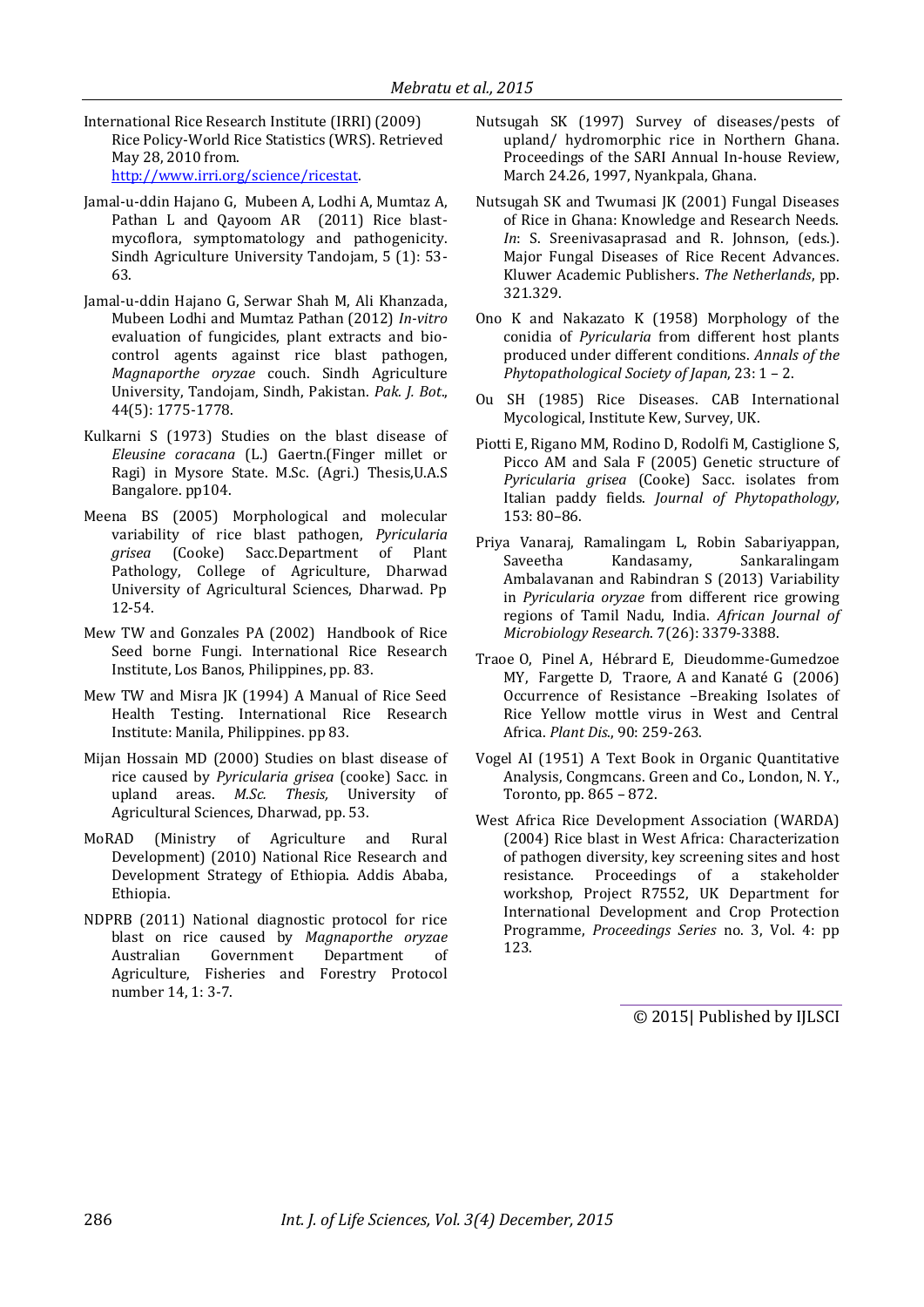International Rice Research Institute (IRRI) (2009) Rice Policy-World Rice Statistics (WRS). Retrieved May 28, 2010 from. http://www.irri.org/science/ricestat.

Jamal-u-ddin Hajano G, Mubeen A, Lodhi A, Mumtaz A, Pathan L and Qayoom AR (2011) Rice blast-mycoflora, symptomatology and pathogenicity. Sindh Agriculture University Tandojam, 5 (1): 53-63.

Jamal-u-ddin Hajano G, Serwar Shah M, Ali Khanzada, Mubeen Lodhi and Mumtaz Pathan (2012) *In-vitro* evaluation of fungicides, plant extracts and bio-control agents against rice blast pathogen, *Magnaporthe oryzae* couch. Sindh Agriculture University, Tandojam, Sindh, Pakistan. *Pak. J. Bot*., 44(5): 1775-1778.

Kulkarni S (1973) Studies on the blast disease of *Eleusine coracana* (L.) Gaertn.(Finger millet or Ragi) in Mysore State. M.Sc. (Agri.) Thesis,U.A.S Bangalore. pp104.

Meena BS (2005) Morphological and molecular variability of rice blast pathogen, *Pyricularia grisea* (Cooke) Sacc.Department of Plant Pathology, College of Agriculture, Dharwad University of Agricultural Sciences, Dharwad. Pp 12-54.

Mew TW and Gonzales PA (2002) Handbook of Rice Seed borne Fungi. International Rice Research Institute, Los Banos, Philippines, pp. 83.

Mew TW and Misra JK (1994) A Manual of Rice Seed Health Testing. International Rice Research Institute: Manila, Philippines. pp 83.

Mijan Hossain MD (2000) Studies on blast disease of rice caused by *Pyricularia grisea* (cooke) Sacc. in upland areas. *M.Sc. Thesis,* University of Agricultural Sciences, Dharwad, pp. 53.

MoRAD (Ministry of Agriculture and Rural Development) (2010) National Rice Research and Development Strategy of Ethiopia. Addis Ababa, Ethiopia.

NDPRB (2011) National diagnostic protocol for rice blast on rice caused by *Magnaporthe oryzae* Australian Government Department of Agriculture, Fisheries and Forestry Protocol number 14, 1: 3-7.

Nutsugah SK (1997) Survey of diseases/pests of upland/ hydromorphic rice in Northern Ghana. Proceedings of the SARI Annual In-house Review, March 24.26, 1997, Nyankpala, Ghana.

Nutsugah SK and Twumasi JK (2001) Fungal Diseases of Rice in Ghana: Knowledge and Research Needs. *In*: S. Sreenivasaprasad and R. Johnson, (eds.). Major Fungal Diseases of Rice Recent Advances. Kluwer Academic Publishers. *The Netherlands*, pp. 321.329.

Ono K and Nakazato K (1958) Morphology of the conidia of *Pyricularia* from different host plants produced under different conditions. *Annals of the Phytopathological Society of Japan*, 23: 1 – 2.

Ou SH (1985) Rice Diseases. CAB International Mycological, Institute Kew, Survey, UK.

Piotti E, Rigano MM, Rodino D, Rodolfi M, Castiglione S, Picco AM and Sala F (2005) Genetic structure of *Pyricularia grisea* (Cooke) Sacc. isolates from Italian paddy fields. *Journal of Phytopathology*, 153: 80–86.

Priya Vanaraj, Ramalingam L, Robin Sabariyappan, Saveetha Kandasamy, Sankaralingam Ambalavanan and Rabindran S (2013) Variability in *Pyricularia oryzae* from different rice growing regions of Tamil Nadu, India. *African Journal of Microbiology Research*. 7(26): 3379-3388.

Traoe O, Pinel A, Hébrard E, Dieudomme-Gumedzoe MY, Fargette D, Traore, A and Kanaté G (2006) Occurrence of Resistance –Breaking Isolates of Rice Yellow mottle virus in West and Central Africa. *Plant Dis*., 90: 259-263.

Vogel AI (1951) A Text Book in Organic Quantitative Analysis, Congmcans. Green and Co., London, N. Y., Toronto, pp. 865 – 872.

West Africa Rice Development Association (WARDA) (2004) Rice blast in West Africa: Characterization of pathogen diversity, key screening sites and host resistance. Proceedings of a stakeholder workshop, Project R7552, UK Department for International Development and Crop Protection Programme, *Proceedings Series* no. 3, Vol. 4: pp 123.

© 2015| Published by IJLSCI